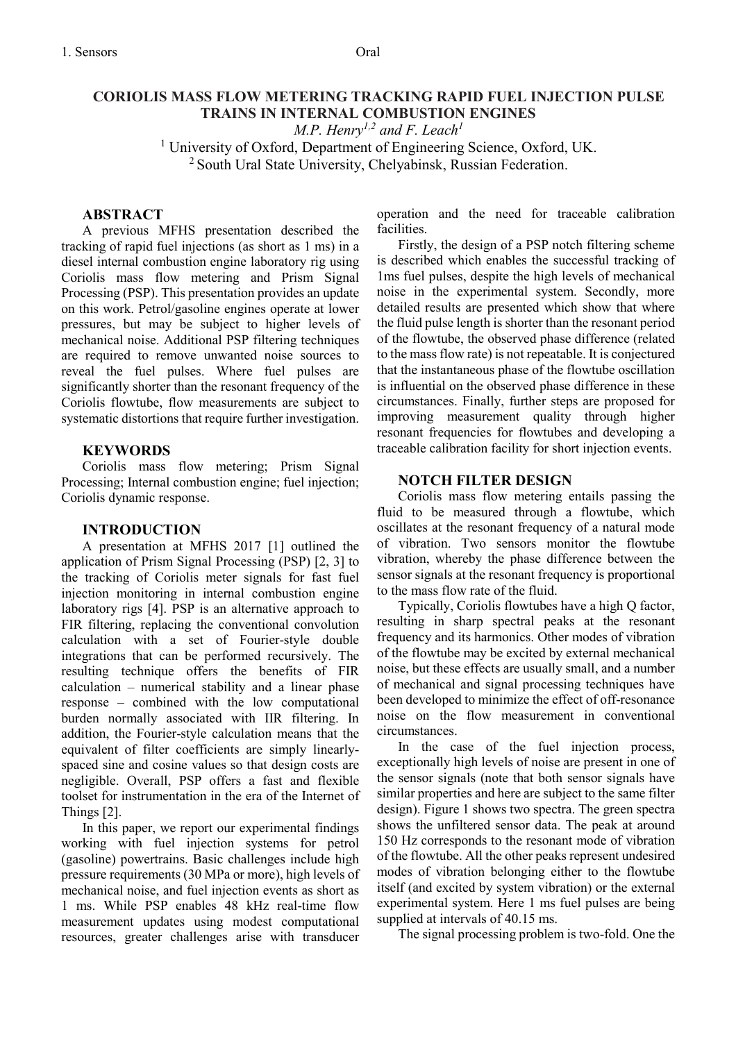# CORIOLIS MASS FLOW METERING TRACKING RAPID FUEL INJECTION PULSE TRAINS IN INTERNAL COMBUSTION ENGINES

*M.P. Henry[1,2] and F. Leach[1]*

[1] University of Oxford, Department of Engineering Science, Oxford, UK.
[2] South Ural State University, Chelyabinsk, Russian Federation.

## ABSTRACT

A previous MFHS presentation described the tracking of rapid fuel injections (as short as 1 ms) in a diesel internal combustion engine laboratory rig using Coriolis mass flow metering and Prism Signal Processing (PSP). This presentation provides an update on this work. Petrol/gasoline engines operate at lower pressures, but may be subject to higher levels of mechanical noise. Additional PSP filtering techniques are required to remove unwanted noise sources to reveal the fuel pulses. Where fuel pulses are significantly shorter than the resonant frequency of the Coriolis flowtube, flow measurements are subject to systematic distortions that require further investigation.

## KEYWORDS

Coriolis mass flow metering; Prism Signal Processing; Internal combustion engine; fuel injection; Coriolis dynamic response.

## INTRODUCTION

A presentation at MFHS 2017 [1] outlined the application of Prism Signal Processing (PSP) [2, 3] to the tracking of Coriolis meter signals for fast fuel injection monitoring in internal combustion engine laboratory rigs [4]. PSP is an alternative approach to FIR filtering, replacing the conventional convolution calculation with a set of Fourier-style double integrations that can be performed recursively. The resulting technique offers the benefits of FIR calculation – numerical stability and a linear phase response – combined with the low computational burden normally associated with IIR filtering. In addition, the Fourier-style calculation means that the equivalent of filter coefficients are simply linearly-spaced sine and cosine values so that design costs are negligible. Overall, PSP offers a fast and flexible toolset for instrumentation in the era of the Internet of Things [2].

In this paper, we report our experimental findings working with fuel injection systems for petrol (gasoline) powertrains. Basic challenges include high pressure requirements (30 MPa or more), high levels of mechanical noise, and fuel injection events as short as 1 ms. While PSP enables 48 kHz real-time flow measurement updates using modest computational resources, greater challenges arise with transducer operation and the need for traceable calibration facilities.

Firstly, the design of a PSP notch filtering scheme is described which enables the successful tracking of 1ms fuel pulses, despite the high levels of unwanted noise in the experimental system. Secondly, more detailed results are presented which show that where the fluid pulse length is shorter than the resonant period of the flowtube, the observed phase difference (related to the mass flow rate) is not repeatable. It is conjectured that the instantaneous phase of the flowtube oscillation is influential on the observed phase difference in these circumstances. Finally, further steps are proposed for improving measurement quality through higher resonant frequencies for flowtubes and developing a traceable calibration facility for short injection events.

## NOTCH FILTER DESIGN

Coriolis mass flow metering entails passing the fluid to be measured through a flowtube, which oscillates at the resonant frequency of a natural mode of vibration. Two sensors monitor the flowtube vibration, whereby the phase difference between the sensor signals at the resonant frequency is proportional to the mass flow rate of the fluid.

Typically, Coriolis flowtubes have a high Q factor, resulting in sharp spectral peaks at the resonant frequency and its harmonics. Other modes of vibration of the flowtube may be excited by external mechanical noise, but these effects are usually small, and a number of mechanical and signal processing techniques have been developed to minimize the effect of off-resonance noise on the flow measurement in conventional circumstances.

In the case of the fuel injection process, exceptionally high levels of noise are present in one of the sensor signals (note that both sensor signals have similar properties and here are subject to the same filter design). Figure 1 shows two spectra. The green spectra shows the unfiltered sensor data. The peak at around 150 Hz corresponds to the resonant mode of vibration of the flowtube. All the other peaks represent undesired modes of vibration belonging either to the flowtube itself (and excited by system vibration) or the external experimental system. Here 1 ms fuel pulses are being supplied at intervals of 40.15 ms.

The signal processing problem is two-fold. One the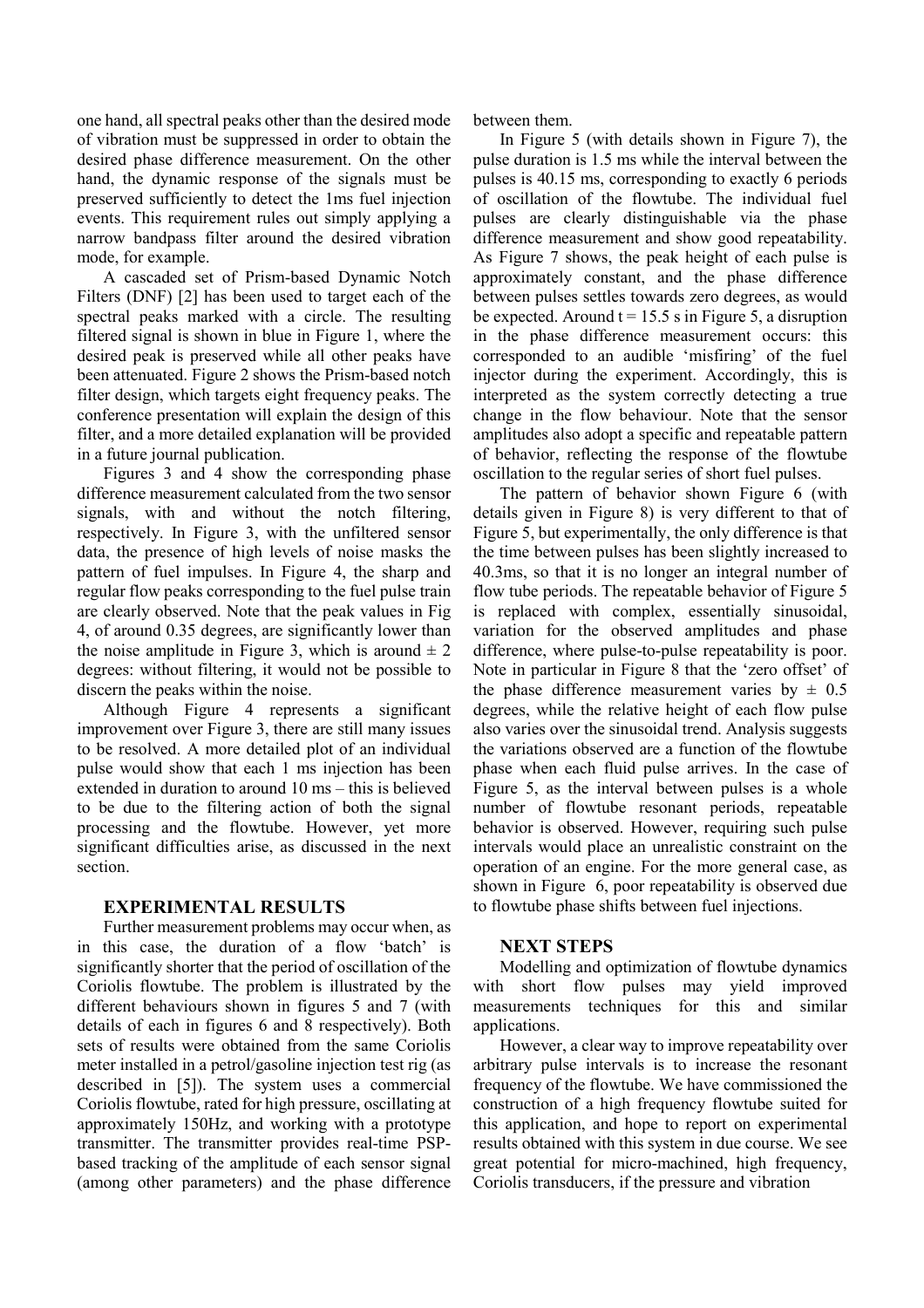one hand, all spectral peaks other than the desired mode of vibration must be suppressed in order to obtain the desired phase difference measurement. On the other hand, the dynamic response of the signals must be preserved sufficiently to detect the 1ms fuel injection events. This requirement rules out simply applying a narrow bandpass filter around the desired vibration mode, for example.

A cascaded set of Prism-based Dynamic Notch Filters (DNF) [2] has been used to target each of the spectral peaks marked with a circle. The resulting filtered signal is shown in blue in Figure 1, where the desired peak is preserved while all other peaks have been attenuated. Figure 2 shows the Prism-based notch filter design, which targets eight frequency peaks. The conference presentation will explain the design of this filter, and a more detailed explanation will be provided in a future journal publication.

Figures 3 and 4 show the corresponding phase difference measurement calculated from the two sensor signals, with and without the notch filtering, respectively. In Figure 3, with the unfiltered sensor data, the presence of high levels of noise masks the pattern of fuel impulses. In Figure 4, the sharp and regular flow peaks corresponding to the fuel pulse train are clearly observed. Note that the peak values in Fig 4, of around 0.35 degrees, are significantly lower than the noise amplitude in Figure 3, which is around ± 2 degrees: without filtering, it would not be possible to discern the peaks within the noise.

Although Figure 4 represents a significant improvement over Figure 3, there are still many issues to be resolved. A more detailed plot of an individual pulse would show that each 1 ms injection has been extended in duration to around 10 ms – this is believed to be due to the filtering action of both the signal processing and the flowtube. However, yet more significant difficulties arise, as discussed in the next section.

## EXPERIMENTAL RESULTS

Further measurement problems may occur when, as in this case, the duration of a flow 'batch' is significantly shorter that the period of oscillation of the Coriolis flowtube. The problem is illustrated by the different behaviours shown in figures 5 and 7 (with details of each in figures 6 and 8 respectively). Both sets of results were obtained from the same Coriolis meter installed in a petrol/gasoline injection test rig (as described in [5]). The system uses a commercial Coriolis flowtube, rated for high pressure, oscillating at approximately 150Hz, and working with a prototype transmitter. The transmitter provides real-time PSP-based tracking of the amplitude of each sensor signal (among other parameters) and the phase difference between them.

In Figure 5 (with details shown in Figure 7), the pulse duration is 1.5 ms while the interval between the pulses is 40.15 ms, corresponding to exactly 6 periods of oscillation of the flowtube. The individual fuel pulses are clearly distinguishable via the phase difference measurement and show good repeatability. As Figure 7 shows, the peak height of each pulse is approximately constant, and the phase difference between pulses settles towards zero degrees, as would be expected. Around t = 15.5 s in Figure 5, a disruption in the phase difference measurement occurs: this corresponded to an audible 'misfiring' of the fuel injector during the experiment. Accordingly, this is interpreted as the system correctly detecting a true change in the flow behaviour. Note that the sensor amplitudes also adopt a specific and repeatable pattern of behavior, reflecting the response of the flowtube oscillation to the regular series of short fuel pulses.

The pattern of behavior shown Figure 6 (with details given in Figure 8) is very different to that of Figure 5, but experimentally, the only difference is that the time between pulses has been slightly increased to 40.3ms, so that it is no longer an integral number of flow tube periods. The repeatable behavior of Figure 5 is replaced with complex, essentially sinusoidal, variation for the observed amplitudes and phase difference, where pulse-to-pulse repeatability is poor. Note in particular in Figure 8 that the 'zero offset' of the phase difference measurement varies by ± 0.5 degrees, while the relative height of each flow pulse also varies over the sinusoidal trend. Analysis suggests the variations observed are a function of the flowtube phase when each fluid pulse arrives. In the case of Figure 5, as the interval between pulses is a whole number of flowtube resonant periods, repeatable behavior is observed. However, requiring such pulse intervals would place an unrealistic constraint on the operation of an engine. For the more general case, as shown in Figure 6, poor repeatability is observed due to flowtube phase shifts between fuel injections.

## NEXT STEPS

Modelling and optimization of flowtube dynamics with short flow pulses may yield improved measurements techniques for this and similar applications.

However, a clear way to improve repeatability over arbitrary pulse intervals is to increase the resonant frequency of the flowtube. We have commissioned the construction of a high frequency flowtube suited for this application, and hope to report on experimental results obtained with this system in due course. We see great potential for micro-machined, high frequency, Coriolis transducers, if the pressure and vibration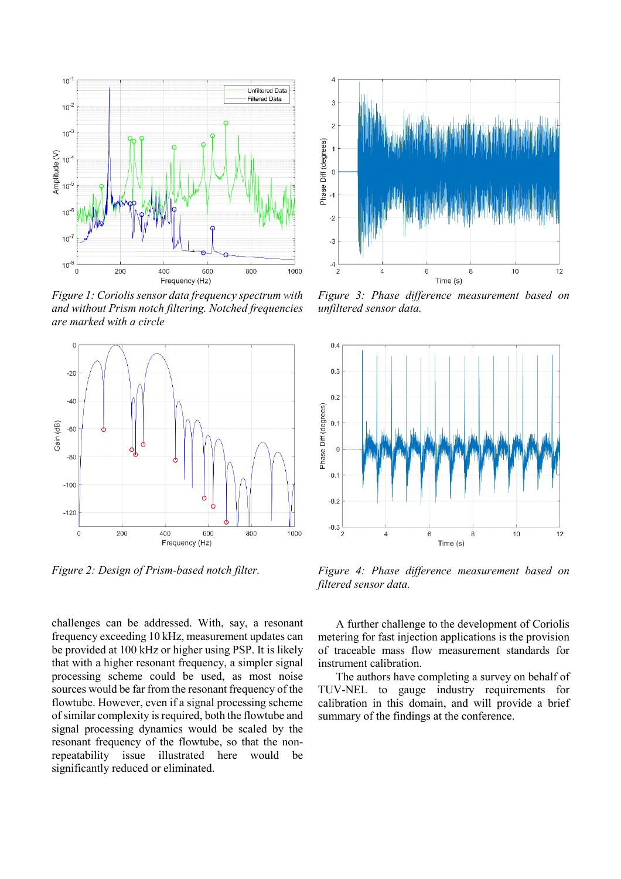*Figure 1: Coriolis sensor data frequency spectrum with and without Prism notch filtering. Notched frequencies are marked with a circle*

*Figure 3: Phase difference measurement based on unfiltered sensor data.*

*Figure 2: Design of Prism-based notch filter.*

*Figure 4: Phase difference measurement based on filtered sensor data.*

challenges can be addressed. With, say, a resonant frequency exceeding 10 kHz, measurement updates can be provided at 100 kHz or higher using PSP. It is likely that with a higher resonant frequency, a simpler signal processing scheme could be used, as most noise sources would be far from the resonant frequency of the flowtube. However, even if a signal processing scheme of similar complexity is required, both the flowtube and signal processing dynamics would be scaled by the resonant frequency of the flowtube, so that the non-repeatability issue illustrated here would be significantly reduced or eliminated.

A further challenge to the development of Coriolis metering for fast injection applications is the provision of traceable mass flow measurement standards for instrument calibration.

The authors have completing a survey on behalf of TUV-NEL to gauge industry requirements for calibration in this domain, and will provide a brief summary of the findings at the conference.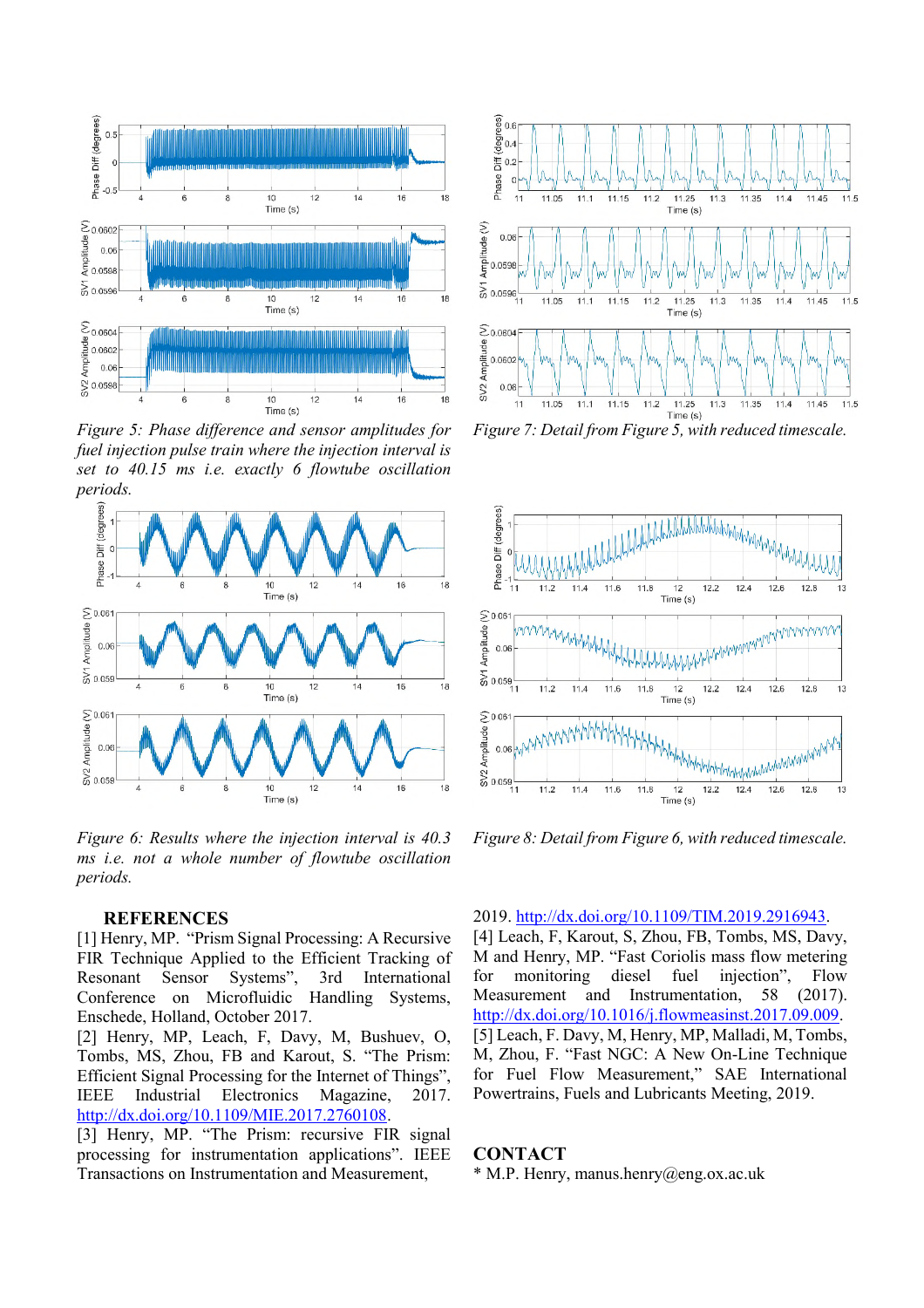Phase Diff (degrees)
0.5
0
-0.5
4 6 8 10 12 14 16 18
Time (s)

SV1 Amplitude (V)
0.0602
0.06
0.0598
0.0596
4 6 8 10 12 14 16 18
Time (s)

SV2 Amplitude (V)
0.0604
0.0602
0.06
0.0598
4 6 8 10 12 14 16 18
Time (s)

*Figure 5: Phase difference and sensor amplitudes for fuel injection pulse train where the injection interval is set to 40.15 ms i.e. exactly 6 flowtube oscillation periods.*

Phase Diff (degrees)
1
0
-1
4 6 8 10 12 14 16 18
Time (s)

SV1 Amplitude (V)
0.061
0.06
0.059
4 6 8 10 12 14 16 18
Time (s)

SV2 Amplitude (V)
0.061
0.06
0.059
4 6 8 10 12 14 16 18
Time (s)

*Figure 6: Results where the injection interval is 40.3 ms i.e. not a whole number of flowtube oscillation periods.*

Phase Diff (degrees)
0.6
0.4
0.2
0
11 11.05 11.1 11.15 11.2 11.25 11.3 11.35 11.4 11.45 11.5
Time (s)

SV1 Amplitude (V)
0.06
0.0598
0.0596
11 11.05 11.1 11.15 11.2 11.25 11.3 11.35 11.4 11.45 11.5
Time (s)

SV2 Amplitude (V)
0.0604
0.0602
0.06
11 11.05 11.1 11.15 11.2 11.25 11.3 11.35 11.4 11.45 11.5
Time (s)

*Figure 7: Detail from Figure 5, with reduced timescale.*

Phase Diff (degrees)
1
0
-1
11 11.2 11.4 11.6 11.8 12 12.2 12.4 12.6 12.8 13
Time (s)

SV1 Amplitude (V)
0.061
0.06
0.059
11 11.2 11.4 11.6 11.8 12 12.2 12.4 12.6 12.8 13
Time (s)

SV2 Amplitude (V)
0.061
0.06
0.059
11 11.2 11.4 11.6 11.8 12 12.2 12.4 12.6 12.8 13
Time (s)

*Figure 8: Detail from Figure 6, with reduced timescale.*

## REFERENCES

[1] Henry, MP. "Prism Signal Processing: A Recursive FIR Technique Applied to the Efficient Tracking of Resonant Sensor Systems", 3rd International Conference on Microfluidic Handling Systems, Enschede, Holland, October 2017.

[2] Henry, MP, Leach, F, Davy, M, Bushuev, O, Tombs, MS, Zhou, FB and Karout, S. "The Prism: Efficient Signal Processing for the Internet of Things", IEEE Industrial Electronics Magazine, 2017. http://dx.doi.org/10.1109/MIE.2017.2760108.

[3] Henry, MP. "The Prism: recursive FIR signal processing for instrumentation applications". IEEE Transactions on Instrumentation and Measurement, 2019. http://dx.doi.org/10.1109/TIM.2019.2916943.

[4] Leach, F, Karout, S, Zhou, FB, Tombs, MS, Davy, M and Henry, MP. "Fast Coriolis mass flow metering for monitoring diesel fuel injection", Flow Measurement and Instrumentation, 58 (2017). http://dx.doi.org/10.1016/j.flowmeasinst.2017.09.009.

[5] Leach, F. Davy, M, Henry, MP, Malladi, M, Tombs, M, Zhou, F. "Fast NGC: A New On-Line Technique for Fuel Flow Measurement," SAE International Powertrains, Fuels and Lubricants Meeting, 2019.

## CONTACT

* M.P. Henry, manus.henry@eng.ox.ac.uk